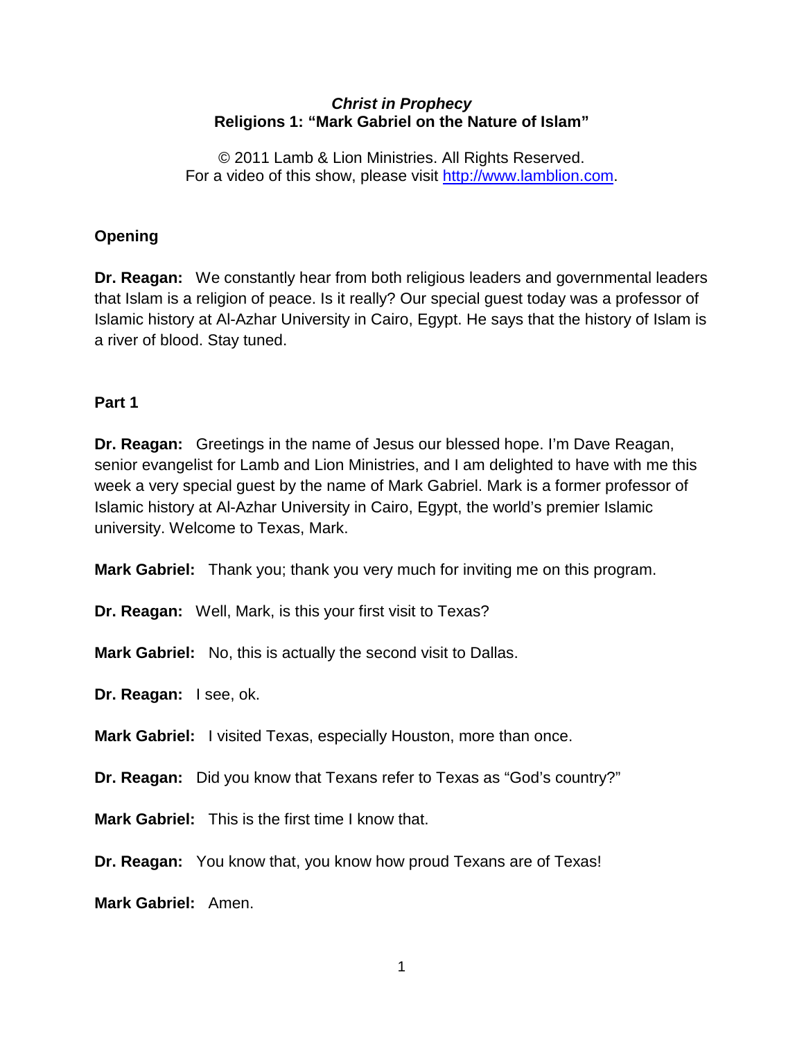### ***Christ in Prophecy***
### **Religions 1: "Mark Gabriel on the Nature of Islam"**

© 2011 Lamb & Lion Ministries. All Rights Reserved.
For a video of this show, please visit http://www.lamblion.com.

**Opening**

**Dr. Reagan:** We constantly hear from both religious leaders and governmental leaders that Islam is a religion of peace. Is it really? Our special guest today was a professor of Islamic history at Al-Azhar University in Cairo, Egypt. He says that the history of Islam is a river of blood. Stay tuned.

**Part 1**

**Dr. Reagan:** Greetings in the name of Jesus our blessed hope. I'm Dave Reagan, senior evangelist for Lamb and Lion Ministries, and I am delighted to have with me this week a very special guest by the name of Mark Gabriel. Mark is a former professor of Islamic history at Al-Azhar University in Cairo, Egypt, the world's premier Islamic university. Welcome to Texas, Mark.

**Mark Gabriel:** Thank you; thank you very much for inviting me on this program.

**Dr. Reagan:** Well, Mark, is this your first visit to Texas?

**Mark Gabriel:** No, this is actually the second visit to Dallas.

**Dr. Reagan:** I see, ok.

**Mark Gabriel:** I visited Texas, especially Houston, more than once.

**Dr. Reagan:** Did you know that Texans refer to Texas as "God's country?"

**Mark Gabriel:** This is the first time I know that.

**Dr. Reagan:** You know that, you know how proud Texans are of Texas!

**Mark Gabriel:** Amen.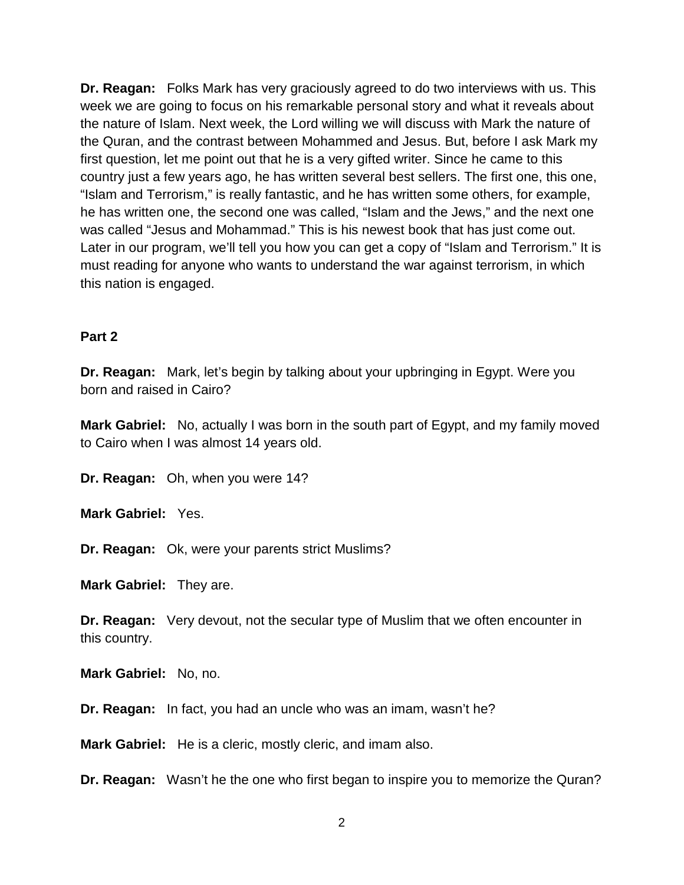**Dr. Reagan:** Folks Mark has very graciously agreed to do two interviews with us. This week we are going to focus on his remarkable personal story and what it reveals about the nature of Islam. Next week, the Lord willing we will discuss with Mark the nature of the Quran, and the contrast between Mohammed and Jesus. But, before I ask Mark my first question, let me point out that he is a very gifted writer. Since he came to this country just a few years ago, he has written several best sellers. The first one, this one, "Islam and Terrorism," is really fantastic, and he has written some others, for example, he has written one, the second one was called, "Islam and the Jews," and the next one was called "Jesus and Mohammad." This is his newest book that has just come out. Later in our program, we'll tell you how you can get a copy of "Islam and Terrorism." It is must reading for anyone who wants to understand the war against terrorism, in which this nation is engaged.

**Part 2**

**Dr. Reagan:** Mark, let's begin by talking about your upbringing in Egypt. Were you born and raised in Cairo?

**Mark Gabriel:** No, actually I was born in the south part of Egypt, and my family moved to Cairo when I was almost 14 years old.

**Dr. Reagan:** Oh, when you were 14?

**Mark Gabriel:** Yes.

**Dr. Reagan:** Ok, were your parents strict Muslims?

**Mark Gabriel:** They are.

**Dr. Reagan:** Very devout, not the secular type of Muslim that we often encounter in this country.

**Mark Gabriel:** No, no.

**Dr. Reagan:** In fact, you had an uncle who was an imam, wasn't he?

**Mark Gabriel:** He is a cleric, mostly cleric, and imam also.

**Dr. Reagan:** Wasn't he the one who first began to inspire you to memorize the Quran?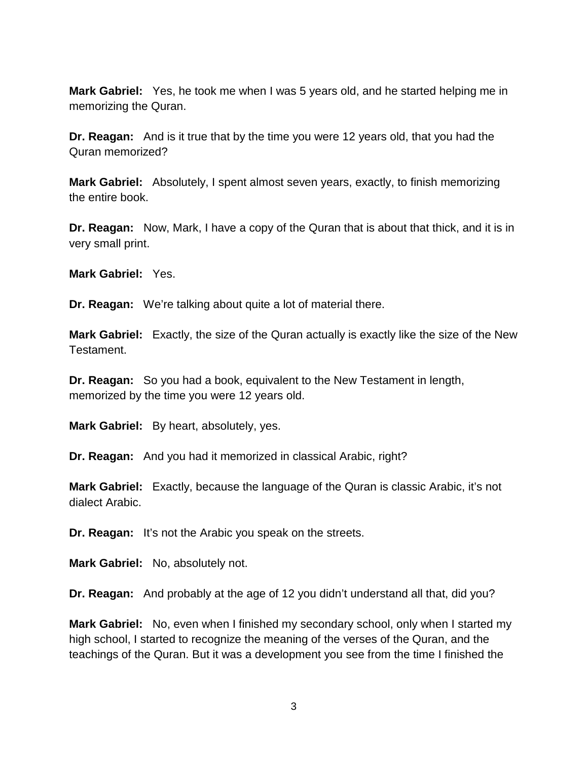**Mark Gabriel:** Yes, he took me when I was 5 years old, and he started helping me in memorizing the Quran.

**Dr. Reagan:** And is it true that by the time you were 12 years old, that you had the Quran memorized?

**Mark Gabriel:** Absolutely, I spent almost seven years, exactly, to finish memorizing the entire book.

**Dr. Reagan:** Now, Mark, I have a copy of the Quran that is about that thick, and it is in very small print.

**Mark Gabriel:** Yes.

**Dr. Reagan:** We're talking about quite a lot of material there.

**Mark Gabriel:** Exactly, the size of the Quran actually is exactly like the size of the New Testament.

**Dr. Reagan:** So you had a book, equivalent to the New Testament in length, memorized by the time you were 12 years old.

**Mark Gabriel:** By heart, absolutely, yes.

**Dr. Reagan:** And you had it memorized in classical Arabic, right?

**Mark Gabriel:** Exactly, because the language of the Quran is classic Arabic, it's not dialect Arabic.

**Dr. Reagan:** It's not the Arabic you speak on the streets.

**Mark Gabriel:** No, absolutely not.

**Dr. Reagan:** And probably at the age of 12 you didn't understand all that, did you?

**Mark Gabriel:** No, even when I finished my secondary school, only when I started my high school, I started to recognize the meaning of the verses of the Quran, and the teachings of the Quran. But it was a development you see from the time I finished the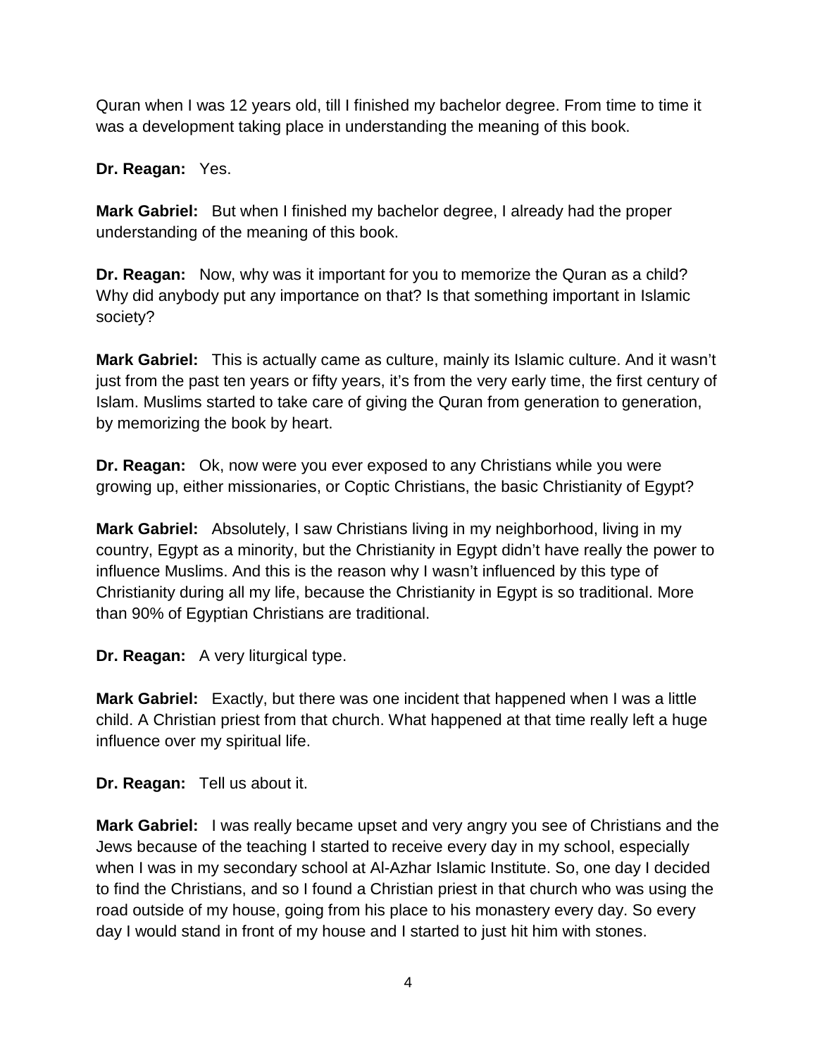Quran when I was 12 years old, till I finished my bachelor degree. From time to time it was a development taking place in understanding the meaning of this book.

**Dr. Reagan:** Yes.

**Mark Gabriel:** But when I finished my bachelor degree, I already had the proper understanding of the meaning of this book.

**Dr. Reagan:** Now, why was it important for you to memorize the Quran as a child? Why did anybody put any importance on that? Is that something important in Islamic society?

**Mark Gabriel:** This is actually came as culture, mainly its Islamic culture. And it wasn't just from the past ten years or fifty years, it's from the very early time, the first century of Islam. Muslims started to take care of giving the Quran from generation to generation, by memorizing the book by heart.

**Dr. Reagan:** Ok, now were you ever exposed to any Christians while you were growing up, either missionaries, or Coptic Christians, the basic Christianity of Egypt?

**Mark Gabriel:** Absolutely, I saw Christians living in my neighborhood, living in my country, Egypt as a minority, but the Christianity in Egypt didn't have really the power to influence Muslims. And this is the reason why I wasn't influenced by this type of Christianity during all my life, because the Christianity in Egypt is so traditional. More than 90% of Egyptian Christians are traditional.

**Dr. Reagan:** A very liturgical type.

**Mark Gabriel:** Exactly, but there was one incident that happened when I was a little child. A Christian priest from that church. What happened at that time really left a huge influence over my spiritual life.

**Dr. Reagan:** Tell us about it.

**Mark Gabriel:** I was really became upset and very angry you see of Christians and the Jews because of the teaching I started to receive every day in my school, especially when I was in my secondary school at Al-Azhar Islamic Institute. So, one day I decided to find the Christians, and so I found a Christian priest in that church who was using the road outside of my house, going from his place to his monastery every day. So every day I would stand in front of my house and I started to just hit him with stones.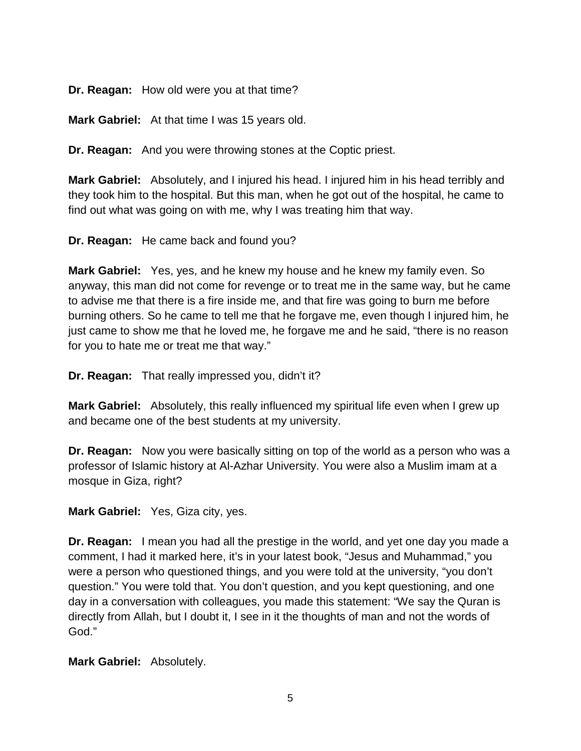**Dr. Reagan:** How old were you at that time?

**Mark Gabriel:** At that time I was 15 years old.

**Dr. Reagan:** And you were throwing stones at the Coptic priest.

**Mark Gabriel:** Absolutely, and I injured his head. I injured him in his head terribly and they took him to the hospital. But this man, when he got out of the hospital, he came to find out what was going on with me, why I was treating him that way.

**Dr. Reagan:** He came back and found you?

**Mark Gabriel:** Yes, yes, and he knew my house and he knew my family even. So anyway, this man did not come for revenge or to treat me in the same way, but he came to advise me that there is a fire inside me, and that fire was going to burn me before burning others. So he came to tell me that he forgave me, even though I injured him, he just came to show me that he loved me, he forgave me and he said, "there is no reason for you to hate me or treat me that way."

**Dr. Reagan:** That really impressed you, didn't it?

**Mark Gabriel:** Absolutely, this really influenced my spiritual life even when I grew up and became one of the best students at my university.

**Dr. Reagan:** Now you were basically sitting on top of the world as a person who was a professor of Islamic history at Al-Azhar University. You were also a Muslim imam at a mosque in Giza, right?

**Mark Gabriel:** Yes, Giza city, yes.

**Dr. Reagan:** I mean you had all the prestige in the world, and yet one day you made a comment, I had it marked here, it's in your latest book, "Jesus and Muhammad," you were a person who questioned things, and you were told at the university, "you don't question." You were told that. You don't question, and you kept questioning, and one day in a conversation with colleagues, you made this statement: "We say the Quran is directly from Allah, but I doubt it, I see in it the thoughts of man and not the words of God."

**Mark Gabriel:** Absolutely.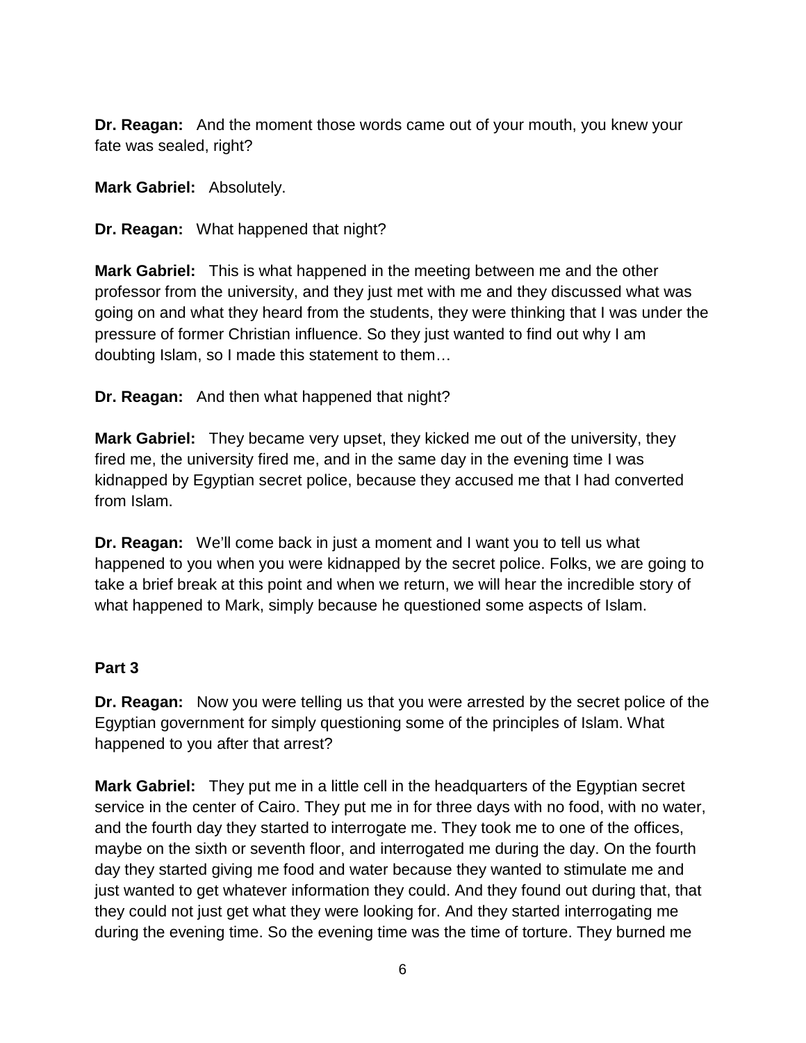**Dr. Reagan:** And the moment those words came out of your mouth, you knew your fate was sealed, right?

**Mark Gabriel:** Absolutely.

**Dr. Reagan:** What happened that night?

**Mark Gabriel:** This is what happened in the meeting between me and the other professor from the university, and they just met with me and they discussed what was going on and what they heard from the students, they were thinking that I was under the pressure of former Christian influence. So they just wanted to find out why I am doubting Islam, so I made this statement to them…

**Dr. Reagan:** And then what happened that night?

**Mark Gabriel:** They became very upset, they kicked me out of the university, they fired me, the university fired me, and in the same day in the evening time I was kidnapped by Egyptian secret police, because they accused me that I had converted from Islam.

**Dr. Reagan:** We'll come back in just a moment and I want you to tell us what happened to you when you were kidnapped by the secret police. Folks, we are going to take a brief break at this point and when we return, we will hear the incredible story of what happened to Mark, simply because he questioned some aspects of Islam.

**Part 3**

**Dr. Reagan:** Now you were telling us that you were arrested by the secret police of the Egyptian government for simply questioning some of the principles of Islam. What happened to you after that arrest?

**Mark Gabriel:** They put me in a little cell in the headquarters of the Egyptian secret service in the center of Cairo. They put me in for three days with no food, with no water, and the fourth day they started to interrogate me. They took me to one of the offices, maybe on the sixth or seventh floor, and interrogated me during the day. On the fourth day they started giving me food and water because they wanted to stimulate me and just wanted to get whatever information they could. And they found out during that, that they could not just get what they were looking for. And they started interrogating me during the evening time. So the evening time was the time of torture. They burned me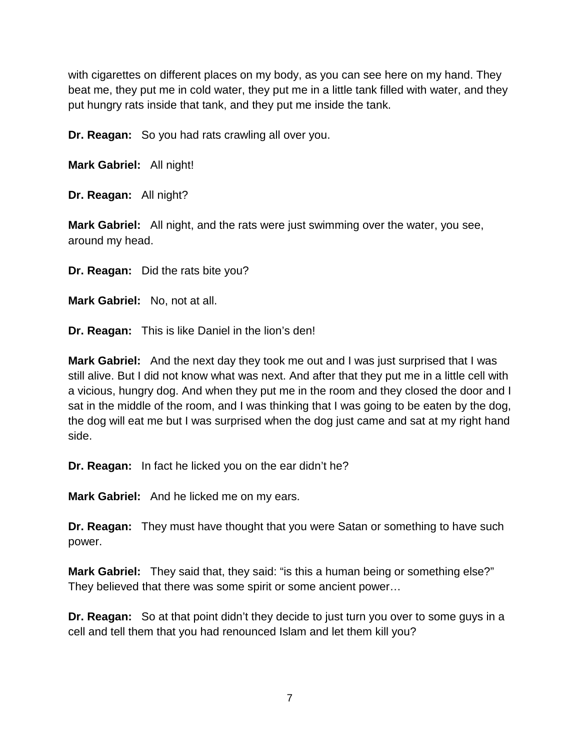with cigarettes on different places on my body, as you can see here on my hand. They beat me, they put me in cold water, they put me in a little tank filled with water, and they put hungry rats inside that tank, and they put me inside the tank.

**Dr. Reagan:** So you had rats crawling all over you.

**Mark Gabriel:** All night!

**Dr. Reagan:** All night?

**Mark Gabriel:** All night, and the rats were just swimming over the water, you see, around my head.

**Dr. Reagan:** Did the rats bite you?

**Mark Gabriel:** No, not at all.

**Dr. Reagan:** This is like Daniel in the lion's den!

**Mark Gabriel:** And the next day they took me out and I was just surprised that I was still alive. But I did not know what was next. And after that they put me in a little cell with a vicious, hungry dog. And when they put me in the room and they closed the door and I sat in the middle of the room, and I was thinking that I was going to be eaten by the dog, the dog will eat me but I was surprised when the dog just came and sat at my right hand side.

**Dr. Reagan:** In fact he licked you on the ear didn't he?

**Mark Gabriel:** And he licked me on my ears.

**Dr. Reagan:** They must have thought that you were Satan or something to have such power.

**Mark Gabriel:** They said that, they said: "is this a human being or something else?" They believed that there was some spirit or some ancient power…

**Dr. Reagan:** So at that point didn't they decide to just turn you over to some guys in a cell and tell them that you had renounced Islam and let them kill you?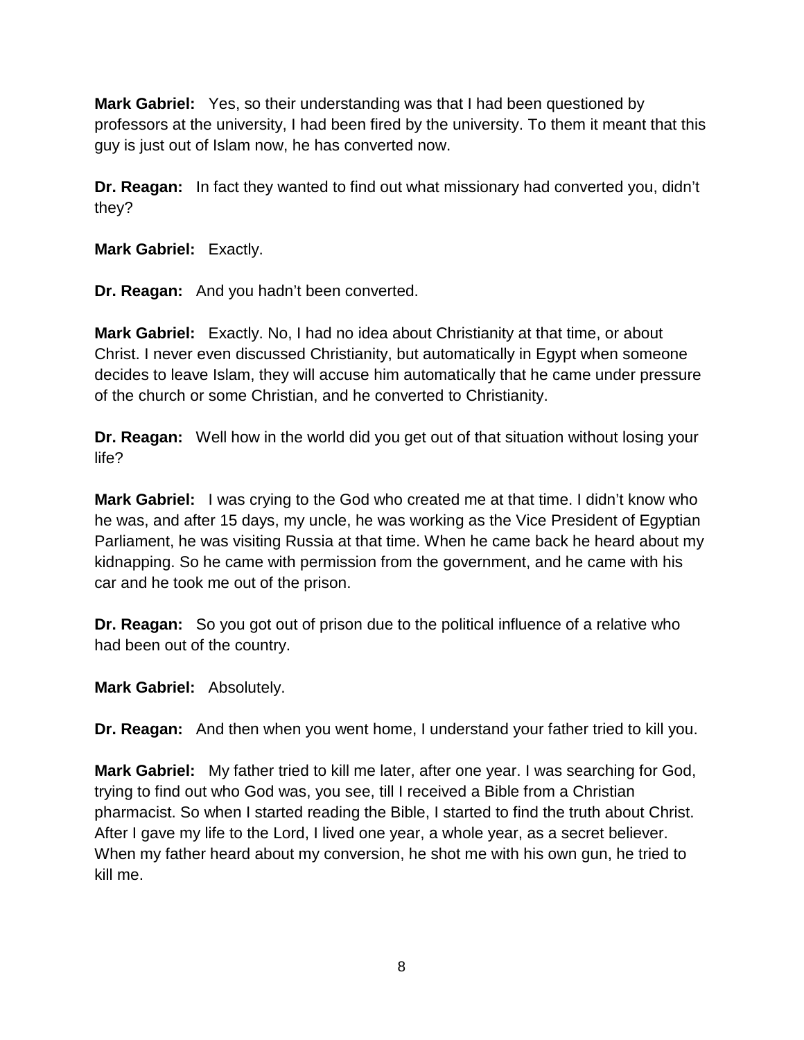**Mark Gabriel:** Yes, so their understanding was that I had been questioned by professors at the university, I had been fired by the university. To them it meant that this guy is just out of Islam now, he has converted now.

**Dr. Reagan:** In fact they wanted to find out what missionary had converted you, didn't they?

**Mark Gabriel:** Exactly.

**Dr. Reagan:** And you hadn't been converted.

**Mark Gabriel:** Exactly. No, I had no idea about Christianity at that time, or about Christ. I never even discussed Christianity, but automatically in Egypt when someone decides to leave Islam, they will accuse him automatically that he came under pressure of the church or some Christian, and he converted to Christianity.

**Dr. Reagan:** Well how in the world did you get out of that situation without losing your life?

**Mark Gabriel:** I was crying to the God who created me at that time. I didn't know who he was, and after 15 days, my uncle, he was working as the Vice President of Egyptian Parliament, he was visiting Russia at that time. When he came back he heard about my kidnapping. So he came with permission from the government, and he came with his car and he took me out of the prison.

**Dr. Reagan:** So you got out of prison due to the political influence of a relative who had been out of the country.

**Mark Gabriel:** Absolutely.

**Dr. Reagan:** And then when you went home, I understand your father tried to kill you.

**Mark Gabriel:** My father tried to kill me later, after one year. I was searching for God, trying to find out who God was, you see, till I received a Bible from a Christian pharmacist. So when I started reading the Bible, I started to find the truth about Christ. After I gave my life to the Lord, I lived one year, a whole year, as a secret believer. When my father heard about my conversion, he shot me with his own gun, he tried to kill me.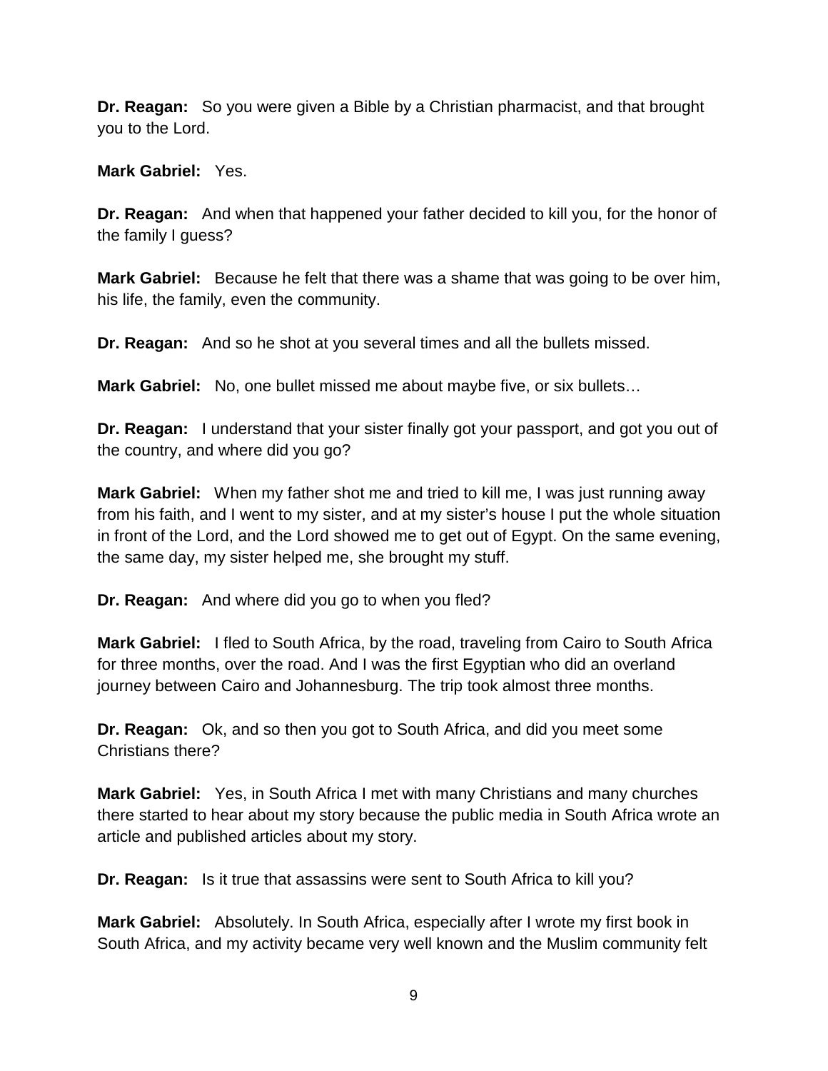**Dr. Reagan:** So you were given a Bible by a Christian pharmacist, and that brought you to the Lord.

**Mark Gabriel:** Yes.

**Dr. Reagan:** And when that happened your father decided to kill you, for the honor of the family I guess?

**Mark Gabriel:** Because he felt that there was a shame that was going to be over him, his life, the family, even the community.

**Dr. Reagan:** And so he shot at you several times and all the bullets missed.

**Mark Gabriel:** No, one bullet missed me about maybe five, or six bullets…

**Dr. Reagan:** I understand that your sister finally got your passport, and got you out of the country, and where did you go?

**Mark Gabriel:** When my father shot me and tried to kill me, I was just running away from his faith, and I went to my sister, and at my sister's house I put the whole situation in front of the Lord, and the Lord showed me to get out of Egypt. On the same evening, the same day, my sister helped me, she brought my stuff.

**Dr. Reagan:** And where did you go to when you fled?

**Mark Gabriel:** I fled to South Africa, by the road, traveling from Cairo to South Africa for three months, over the road. And I was the first Egyptian who did an overland journey between Cairo and Johannesburg. The trip took almost three months.

**Dr. Reagan:** Ok, and so then you got to South Africa, and did you meet some Christians there?

**Mark Gabriel:** Yes, in South Africa I met with many Christians and many churches there started to hear about my story because the public media in South Africa wrote an article and published articles about my story.

**Dr. Reagan:** Is it true that assassins were sent to South Africa to kill you?

**Mark Gabriel:** Absolutely. In South Africa, especially after I wrote my first book in South Africa, and my activity became very well known and the Muslim community felt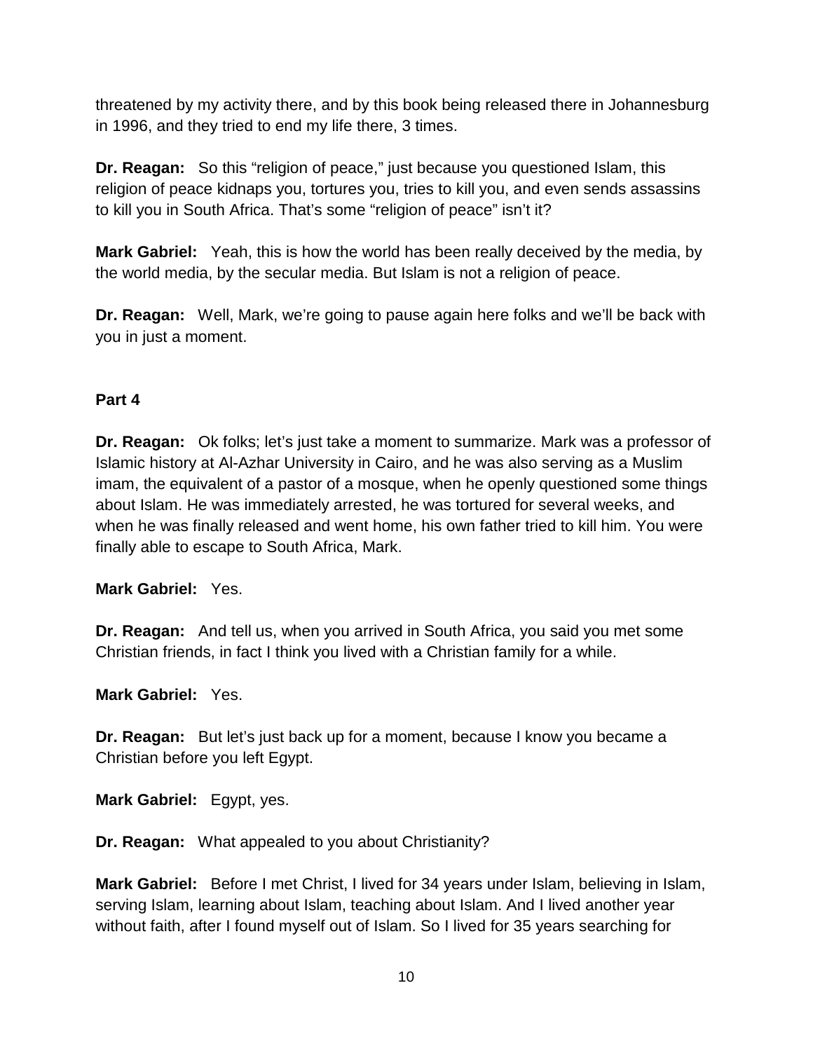threatened by my activity there, and by this book being released there in Johannesburg in 1996, and they tried to end my life there, 3 times.

**Dr. Reagan:** So this "religion of peace," just because you questioned Islam, this religion of peace kidnaps you, tortures you, tries to kill you, and even sends assassins to kill you in South Africa. That's some "religion of peace" isn't it?

**Mark Gabriel:** Yeah, this is how the world has been really deceived by the media, by the world media, by the secular media. But Islam is not a religion of peace.

**Dr. Reagan:** Well, Mark, we're going to pause again here folks and we'll be back with you in just a moment.

**Part 4**

**Dr. Reagan:** Ok folks; let's just take a moment to summarize. Mark was a professor of Islamic history at Al-Azhar University in Cairo, and he was also serving as a Muslim imam, the equivalent of a pastor of a mosque, when he openly questioned some things about Islam. He was immediately arrested, he was tortured for several weeks, and when he was finally released and went home, his own father tried to kill him. You were finally able to escape to South Africa, Mark.

**Mark Gabriel:** Yes.

**Dr. Reagan:** And tell us, when you arrived in South Africa, you said you met some Christian friends, in fact I think you lived with a Christian family for a while.

**Mark Gabriel:** Yes.

**Dr. Reagan:** But let's just back up for a moment, because I know you became a Christian before you left Egypt.

**Mark Gabriel:** Egypt, yes.

**Dr. Reagan:** What appealed to you about Christianity?

**Mark Gabriel:** Before I met Christ, I lived for 34 years under Islam, believing in Islam, serving Islam, learning about Islam, teaching about Islam. And I lived another year without faith, after I found myself out of Islam. So I lived for 35 years searching for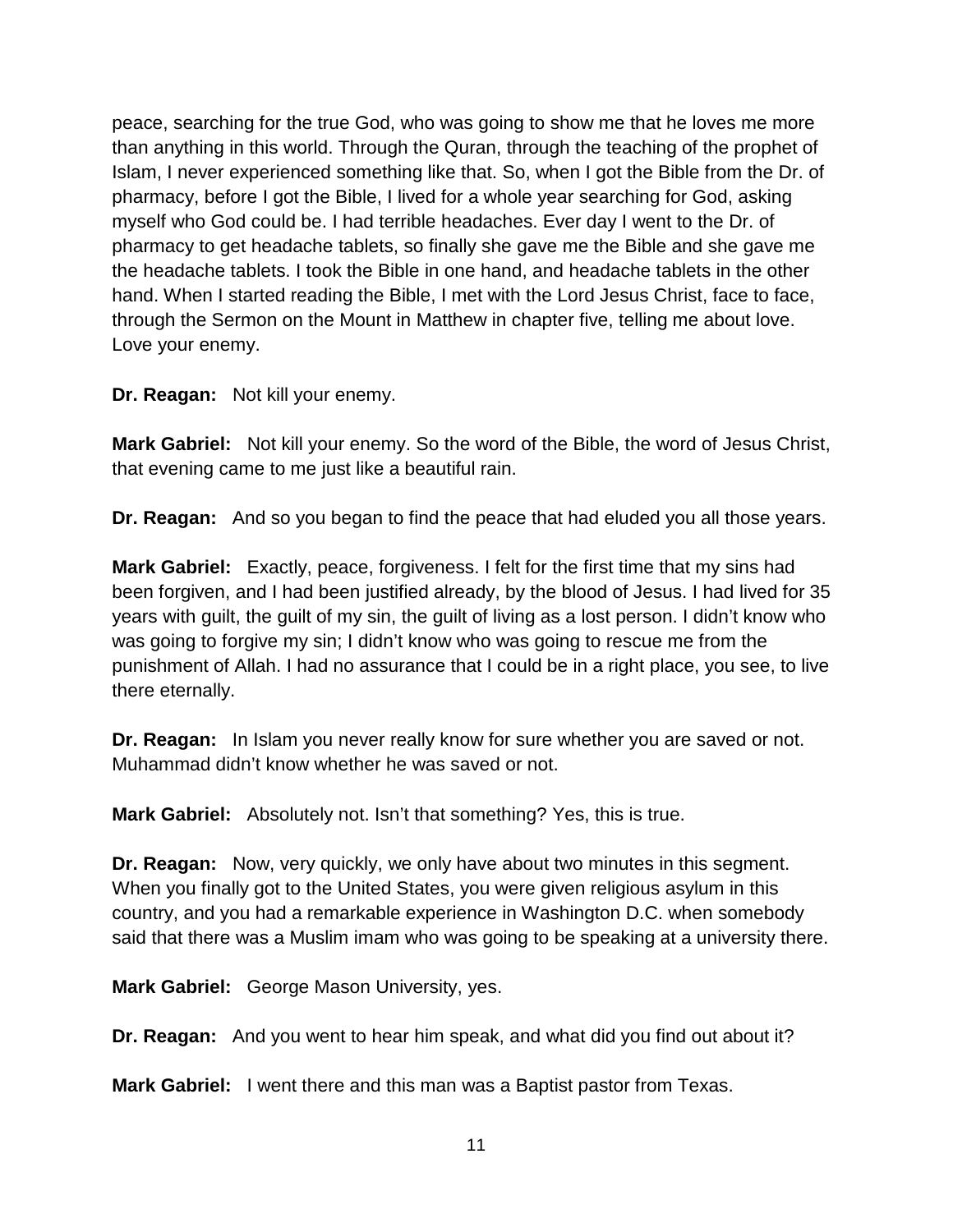peace, searching for the true God, who was going to show me that he loves me more than anything in this world. Through the Quran, through the teaching of the prophet of Islam, I never experienced something like that. So, when I got the Bible from the Dr. of pharmacy, before I got the Bible, I lived for a whole year searching for God, asking myself who God could be. I had terrible headaches. Ever day I went to the Dr. of pharmacy to get headache tablets, so finally she gave me the Bible and she gave me the headache tablets. I took the Bible in one hand, and headache tablets in the other hand. When I started reading the Bible, I met with the Lord Jesus Christ, face to face, through the Sermon on the Mount in Matthew in chapter five, telling me about love. Love your enemy.

**Dr. Reagan:** Not kill your enemy.

**Mark Gabriel:** Not kill your enemy. So the word of the Bible, the word of Jesus Christ, that evening came to me just like a beautiful rain.

**Dr. Reagan:** And so you began to find the peace that had eluded you all those years.

**Mark Gabriel:** Exactly, peace, forgiveness. I felt for the first time that my sins had been forgiven, and I had been justified already, by the blood of Jesus. I had lived for 35 years with guilt, the guilt of my sin, the guilt of living as a lost person. I didn't know who was going to forgive my sin; I didn't know who was going to rescue me from the punishment of Allah. I had no assurance that I could be in a right place, you see, to live there eternally.

**Dr. Reagan:** In Islam you never really know for sure whether you are saved or not. Muhammad didn't know whether he was saved or not.

**Mark Gabriel:** Absolutely not. Isn't that something? Yes, this is true.

**Dr. Reagan:** Now, very quickly, we only have about two minutes in this segment. When you finally got to the United States, you were given religious asylum in this country, and you had a remarkable experience in Washington D.C. when somebody said that there was a Muslim imam who was going to be speaking at a university there.

**Mark Gabriel:** George Mason University, yes.

**Dr. Reagan:** And you went to hear him speak, and what did you find out about it?

**Mark Gabriel:** I went there and this man was a Baptist pastor from Texas.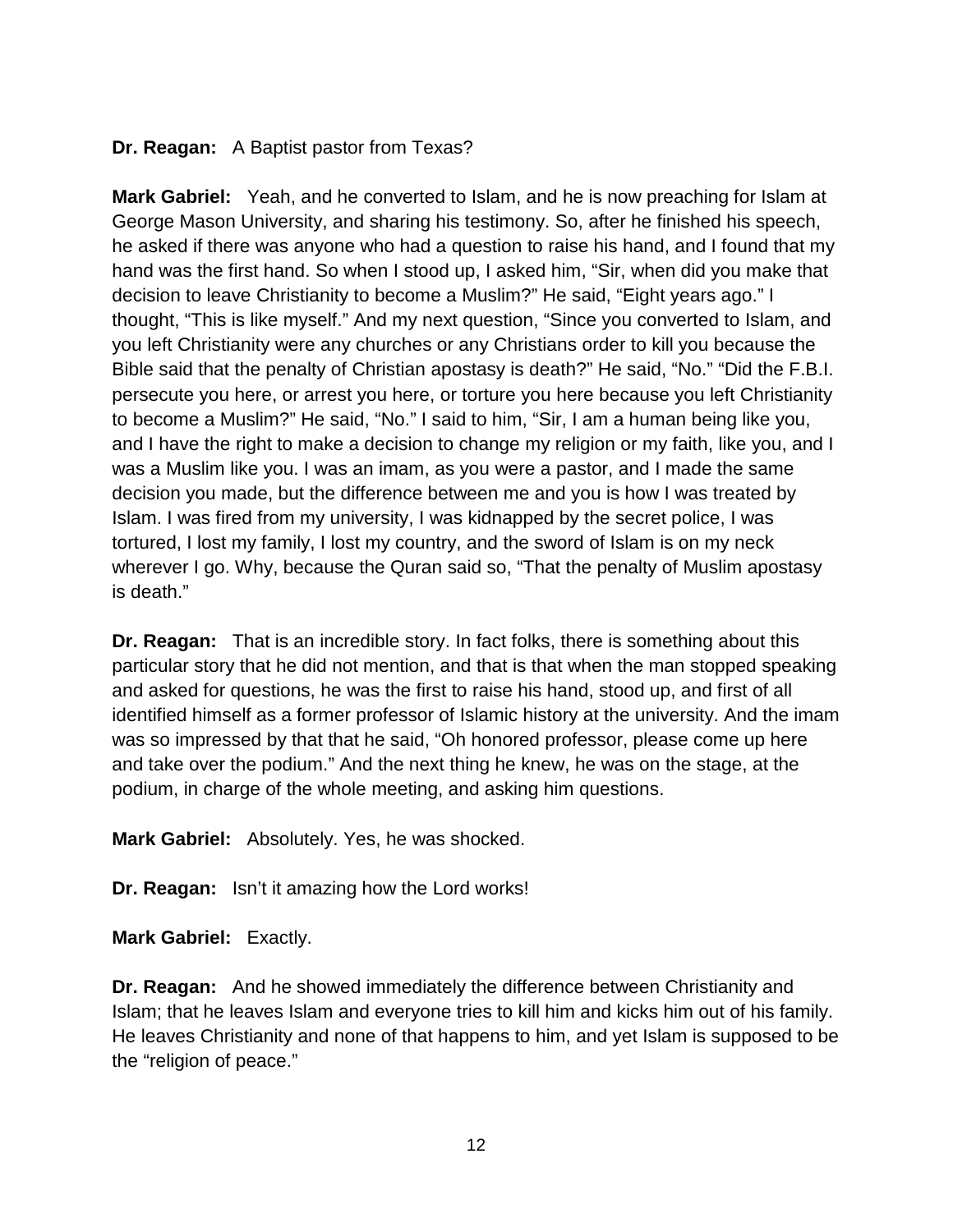**Dr. Reagan:** A Baptist pastor from Texas?

**Mark Gabriel:** Yeah, and he converted to Islam, and he is now preaching for Islam at George Mason University, and sharing his testimony. So, after he finished his speech, he asked if there was anyone who had a question to raise his hand, and I found that my hand was the first hand. So when I stood up, I asked him, "Sir, when did you make that decision to leave Christianity to become a Muslim?" He said, "Eight years ago." I thought, "This is like myself." And my next question, "Since you converted to Islam, and you left Christianity were any churches or any Christians order to kill you because the Bible said that the penalty of Christian apostasy is death?" He said, "No." "Did the F.B.I. persecute you here, or arrest you here, or torture you here because you left Christianity to become a Muslim?" He said, "No." I said to him, "Sir, I am a human being like you, and I have the right to make a decision to change my religion or my faith, like you, and I was a Muslim like you. I was an imam, as you were a pastor, and I made the same decision you made, but the difference between me and you is how I was treated by Islam. I was fired from my university, I was kidnapped by the secret police, I was tortured, I lost my family, I lost my country, and the sword of Islam is on my neck wherever I go. Why, because the Quran said so, "That the penalty of Muslim apostasy is death."

**Dr. Reagan:** That is an incredible story. In fact folks, there is something about this particular story that he did not mention, and that is that when the man stopped speaking and asked for questions, he was the first to raise his hand, stood up, and first of all identified himself as a former professor of Islamic history at the university. And the imam was so impressed by that that he said, "Oh honored professor, please come up here and take over the podium." And the next thing he knew, he was on the stage, at the podium, in charge of the whole meeting, and asking him questions.

**Mark Gabriel:** Absolutely. Yes, he was shocked.

**Dr. Reagan:** Isn't it amazing how the Lord works!

**Mark Gabriel:** Exactly.

**Dr. Reagan:** And he showed immediately the difference between Christianity and Islam; that he leaves Islam and everyone tries to kill him and kicks him out of his family. He leaves Christianity and none of that happens to him, and yet Islam is supposed to be the "religion of peace."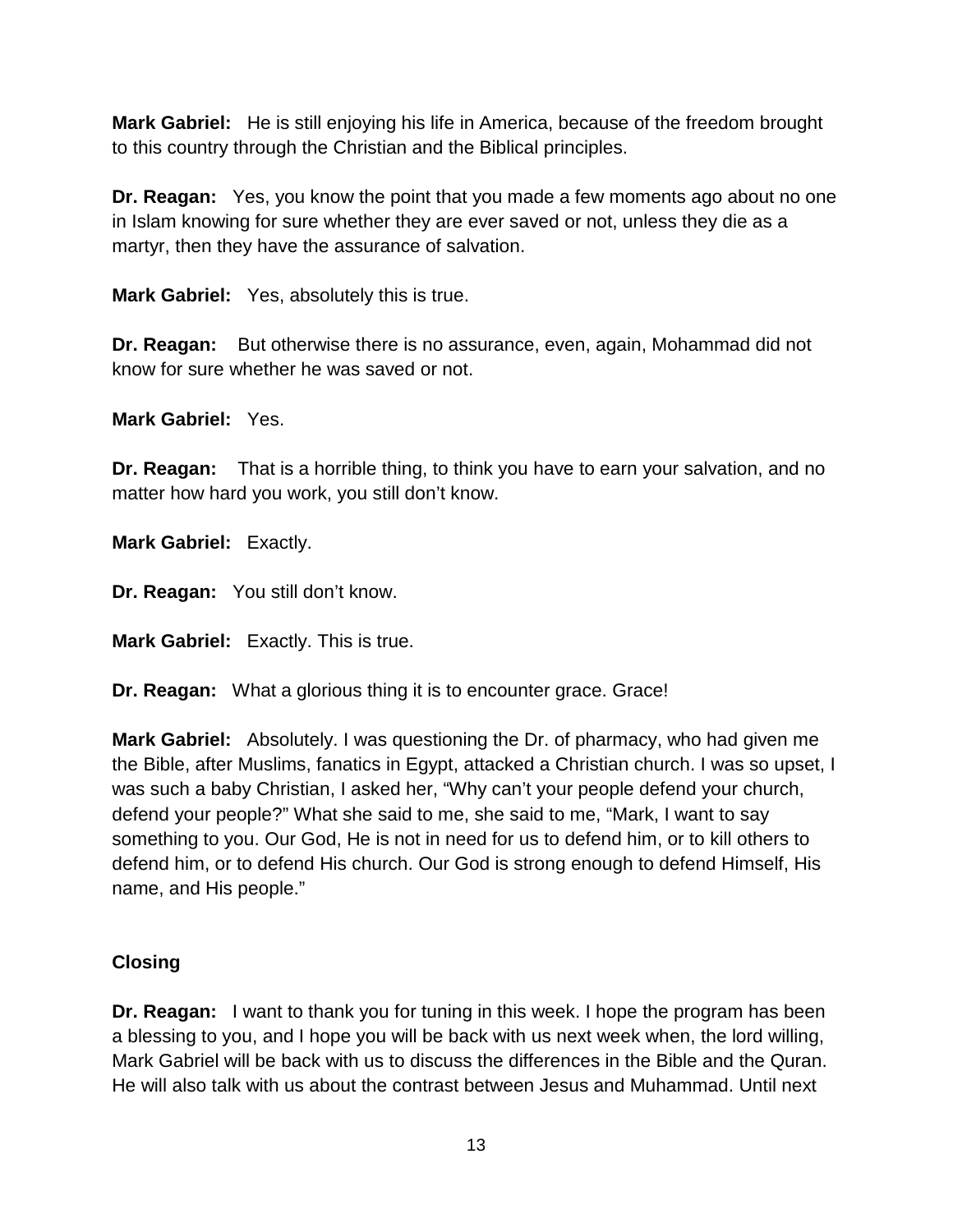**Mark Gabriel:** He is still enjoying his life in America, because of the freedom brought to this country through the Christian and the Biblical principles.

**Dr. Reagan:** Yes, you know the point that you made a few moments ago about no one in Islam knowing for sure whether they are ever saved or not, unless they die as a martyr, then they have the assurance of salvation.

**Mark Gabriel:** Yes, absolutely this is true.

**Dr. Reagan:** But otherwise there is no assurance, even, again, Mohammad did not know for sure whether he was saved or not.

**Mark Gabriel:** Yes.

**Dr. Reagan:** That is a horrible thing, to think you have to earn your salvation, and no matter how hard you work, you still don't know.

**Mark Gabriel:** Exactly.

**Dr. Reagan:** You still don't know.

**Mark Gabriel:** Exactly. This is true.

**Dr. Reagan:** What a glorious thing it is to encounter grace. Grace!

**Mark Gabriel:** Absolutely. I was questioning the Dr. of pharmacy, who had given me the Bible, after Muslims, fanatics in Egypt, attacked a Christian church. I was so upset, I was such a baby Christian, I asked her, "Why can't your people defend your church, defend your people?" What she said to me, she said to me, "Mark, I want to say something to you. Our God, He is not in need for us to defend him, or to kill others to defend him, or to defend His church. Our God is strong enough to defend Himself, His name, and His people."

### Closing

**Dr. Reagan:** I want to thank you for tuning in this week. I hope the program has been a blessing to you, and I hope you will be back with us next week when, the lord willing, Mark Gabriel will be back with us to discuss the differences in the Bible and the Quran. He will also talk with us about the contrast between Jesus and Muhammad. Until next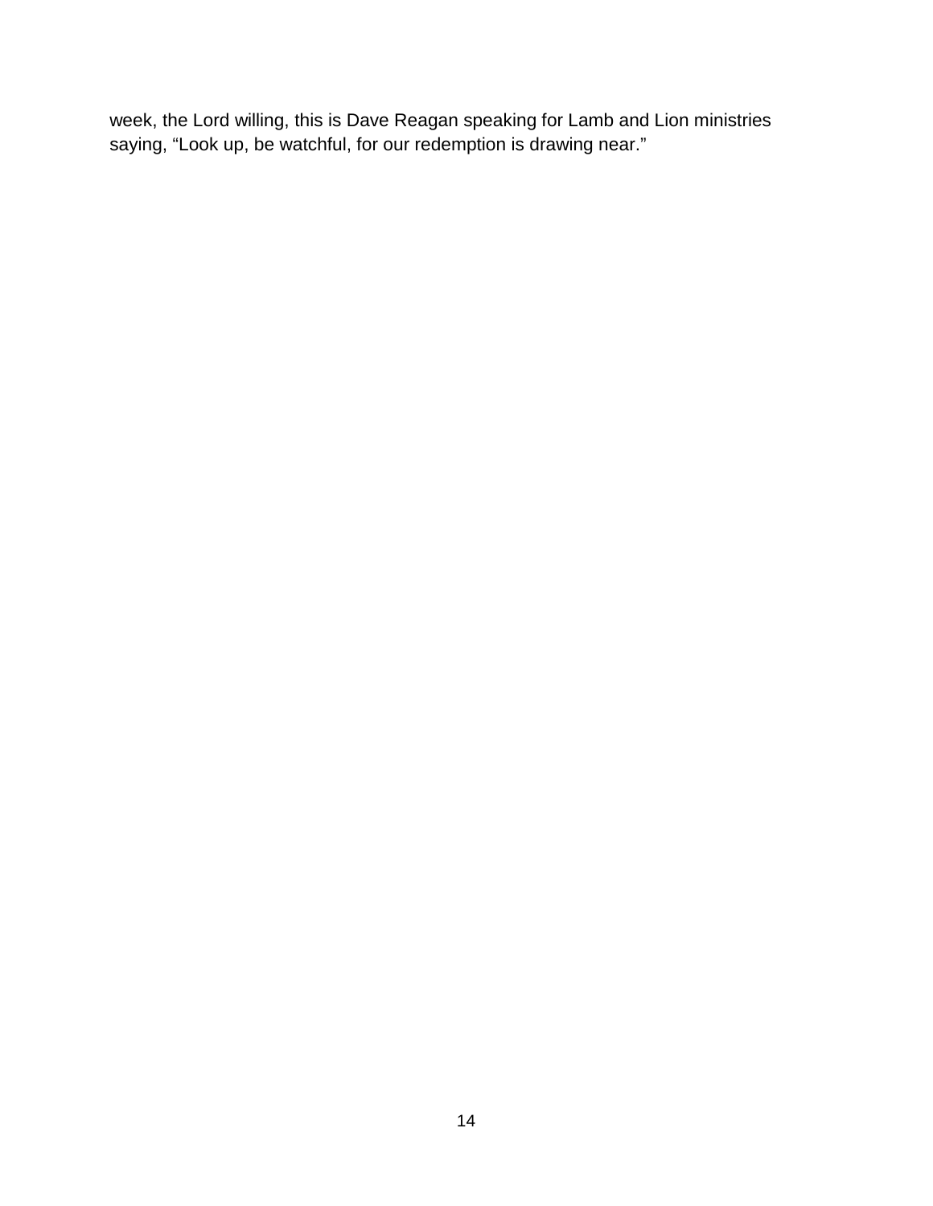week, the Lord willing, this is Dave Reagan speaking for Lamb and Lion ministries saying, “Look up, be watchful, for our redemption is drawing near.”